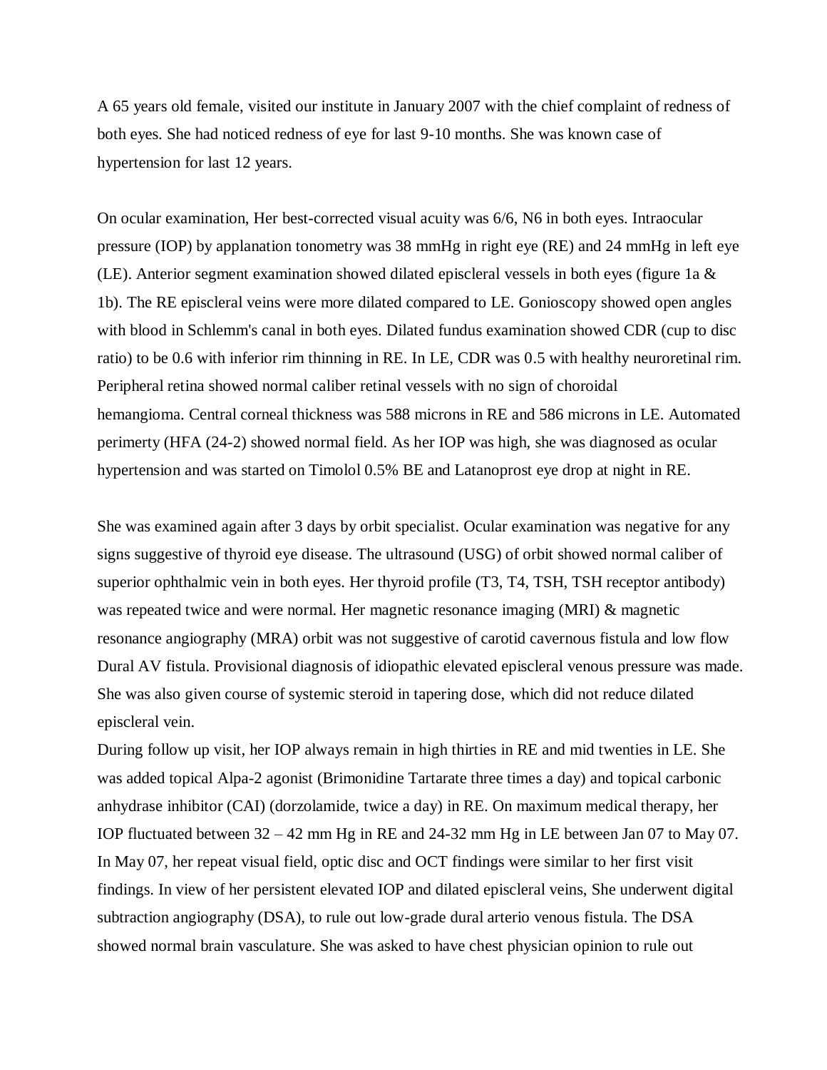A 65 years old female, visited our institute in January 2007 with the chief complaint of redness of both eyes. She had noticed redness of eye for last 9-10 months. She was known case of hypertension for last 12 years.

On ocular examination, Her best-corrected visual acuity was 6/6, N6 in both eyes. Intraocular pressure (IOP) by applanation tonometry was 38 mmHg in right eye (RE) and 24 mmHg in left eye (LE). Anterior segment examination showed dilated episcleral vessels in both eyes (figure 1a & 1b). The RE episcleral veins were more dilated compared to LE. Gonioscopy showed open angles with blood in Schlemm's canal in both eyes. Dilated fundus examination showed CDR (cup to disc ratio) to be 0.6 with inferior rim thinning in RE. In LE, CDR was 0.5 with healthy neuroretinal rim. Peripheral retina showed normal caliber retinal vessels with no sign of choroidal hemangioma. Central corneal thickness was 588 microns in RE and 586 microns in LE. Automated perimerty (HFA (24-2) showed normal field. As her IOP was high, she was diagnosed as ocular hypertension and was started on Timolol 0.5% BE and Latanoprost eye drop at night in RE.

She was examined again after 3 days by orbit specialist. Ocular examination was negative for any signs suggestive of thyroid eye disease. The ultrasound (USG) of orbit showed normal caliber of superior ophthalmic vein in both eyes. Her thyroid profile (T3, T4, TSH, TSH receptor antibody) was repeated twice and were normal. Her magnetic resonance imaging (MRI) & magnetic resonance angiography (MRA) orbit was not suggestive of carotid cavernous fistula and low flow Dural AV fistula. Provisional diagnosis of idiopathic elevated episcleral venous pressure was made. She was also given course of systemic steroid in tapering dose, which did not reduce dilated episcleral vein.

During follow up visit, her IOP always remain in high thirties in RE and mid twenties in LE. She was added topical Alpa-2 agonist (Brimonidine Tartarate three times a day) and topical carbonic anhydrase inhibitor (CAI) (dorzolamide, twice a day) in RE. On maximum medical therapy, her IOP fluctuated between 32 – 42 mm Hg in RE and 24-32 mm Hg in LE between Jan 07 to May 07. In May 07, her repeat visual field, optic disc and OCT findings were similar to her first visit findings. In view of her persistent elevated IOP and dilated episcleral veins, She underwent digital subtraction angiography (DSA), to rule out low-grade dural arterio venous fistula. The DSA showed normal brain vasculature. She was asked to have chest physician opinion to rule out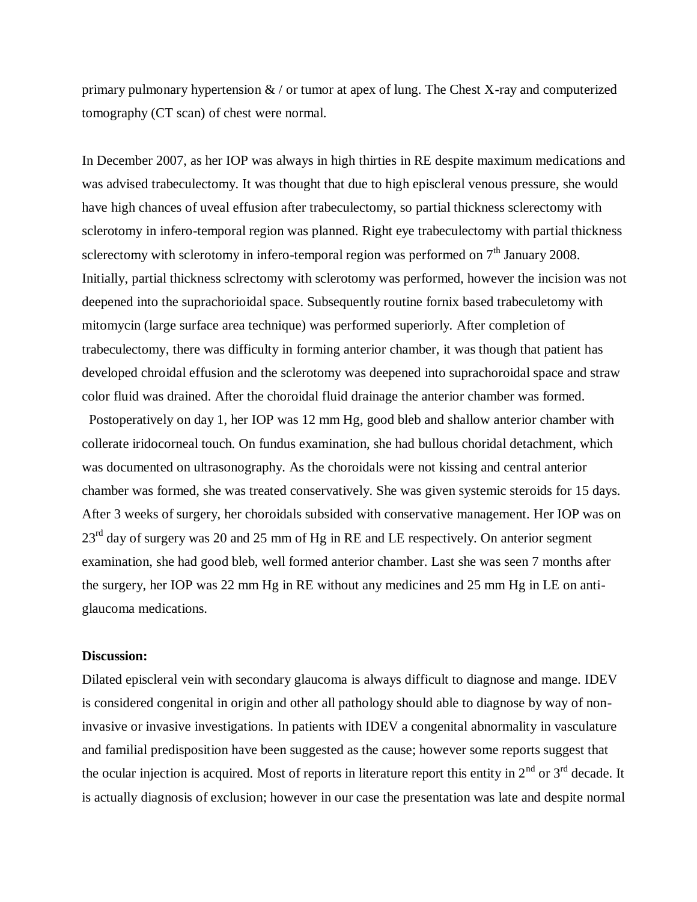primary pulmonary hypertension & / or tumor at apex of lung. The Chest X-ray and computerized tomography (CT scan) of chest were normal.

In December 2007, as her IOP was always in high thirties in RE despite maximum medications and was advised trabeculectomy. It was thought that due to high episcleral venous pressure, she would have high chances of uveal effusion after trabeculectomy, so partial thickness sclerectomy with sclerotomy in infero-temporal region was planned. Right eye trabeculectomy with partial thickness sclerectomy with sclerotomy in infero-temporal region was performed on 7th January 2008. Initially, partial thickness sclrectomy with sclerotomy was performed, however the incision was not deepened into the suprachorioidal space. Subsequently routine fornix based trabeculetomy with mitomycin (large surface area technique) was performed superiorly. After completion of trabeculectomy, there was difficulty in forming anterior chamber, it was though that patient has developed chroidal effusion and the sclerotomy was deepened into suprachoroidal space and straw color fluid was drained. After the choroidal fluid drainage the anterior chamber was formed.

Postoperatively on day 1, her IOP was 12 mm Hg, good bleb and shallow anterior chamber with collerate iridocorneal touch. On fundus examination, she had bullous choridal detachment, which was documented on ultrasonography. As the choroidals were not kissing and central anterior chamber was formed, she was treated conservatively. She was given systemic steroids for 15 days. After 3 weeks of surgery, her choroidals subsided with conservative management. Her IOP was on 23rd day of surgery was 20 and 25 mm of Hg in RE and LE respectively. On anterior segment examination, she had good bleb, well formed anterior chamber. Last she was seen 7 months after the surgery, her IOP was 22 mm Hg in RE without any medicines and 25 mm Hg in LE on anti-glaucoma medications.

**Discussion:**

Dilated episcleral vein with secondary glaucoma is always difficult to diagnose and mange. IDEV is considered congenital in origin and other all pathology should able to diagnose by way of non-invasive or invasive investigations. In patients with IDEV a congenital abnormality in vasculature and familial predisposition have been suggested as the cause; however some reports suggest that the ocular injection is acquired. Most of reports in literature report this entity in 2nd or 3rd decade. It is actually diagnosis of exclusion; however in our case the presentation was late and despite normal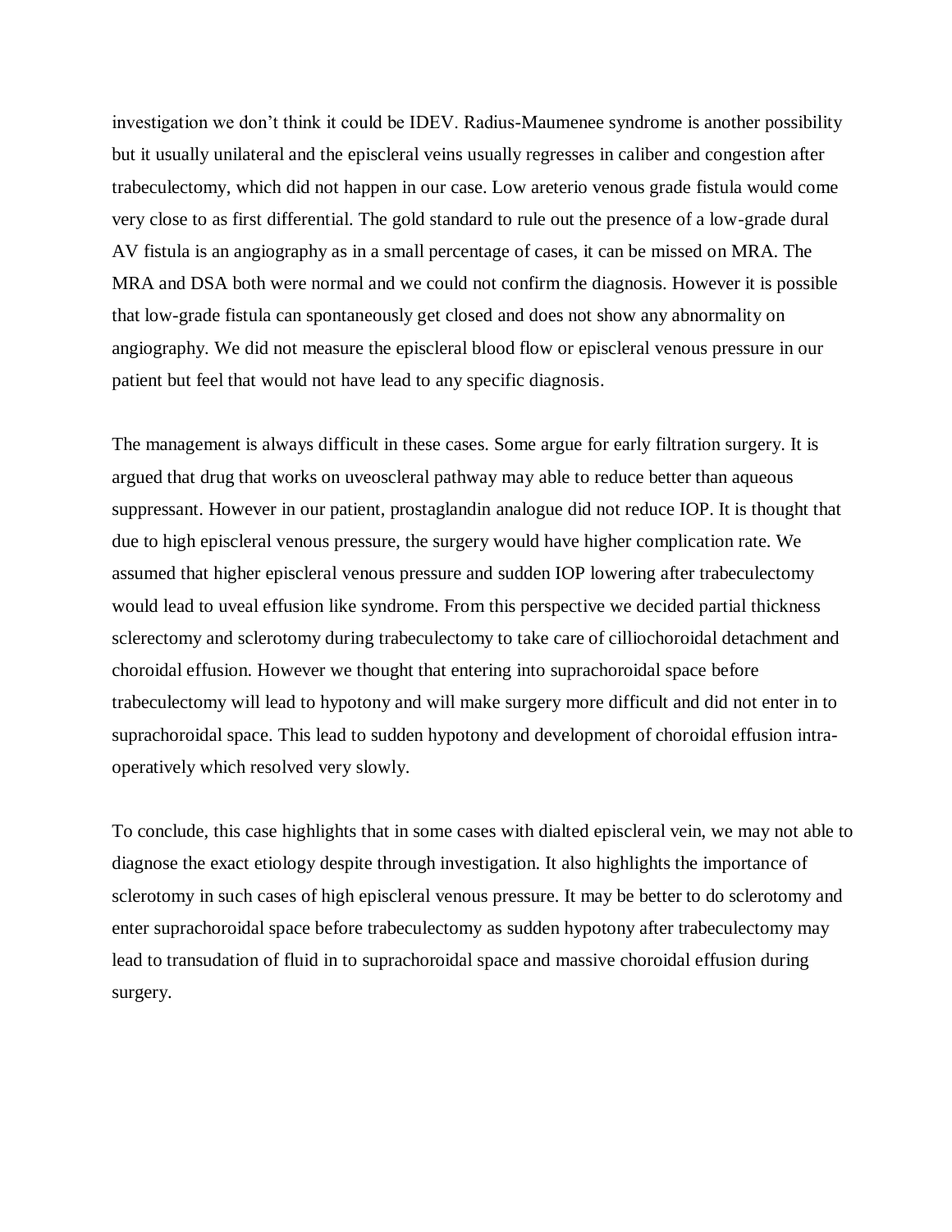investigation we don't think it could be IDEV. Radius-Maumenee syndrome is another possibility but it usually unilateral and the episcleral veins usually regresses in caliber and congestion after trabeculectomy, which did not happen in our case. Low areterio venous grade fistula would come very close to as first differential. The gold standard to rule out the presence of a low-grade dural AV fistula is an angiography as in a small percentage of cases, it can be missed on MRA. The MRA and DSA both were normal and we could not confirm the diagnosis. However it is possible that low-grade fistula can spontaneously get closed and does not show any abnormality on angiography. We did not measure the episcleral blood flow or episcleral venous pressure in our patient but feel that would not have lead to any specific diagnosis.

The management is always difficult in these cases. Some argue for early filtration surgery. It is argued that drug that works on uveoscleral pathway may able to reduce better than aqueous suppressant. However in our patient, prostaglandin analogue did not reduce IOP. It is thought that due to high episcleral venous pressure, the surgery would have higher complication rate. We assumed that higher episcleral venous pressure and sudden IOP lowering after trabeculectomy would lead to uveal effusion like syndrome. From this perspective we decided partial thickness sclerectomy and sclerotomy during trabeculectomy to take care of cilliochoroidal detachment and choroidal effusion. However we thought that entering into suprachoroidal space before trabeculectomy will lead to hypotony and will make surgery more difficult and did not enter in to suprachoroidal space. This lead to sudden hypotony and development of choroidal effusion intra-operatively which resolved very slowly.

To conclude, this case highlights that in some cases with dialted episcleral vein, we may not able to diagnose the exact etiology despite through investigation. It also highlights the importance of sclerotomy in such cases of high episcleral venous pressure. It may be better to do sclerotomy and enter suprachoroidal space before trabeculectomy as sudden hypotony after trabeculectomy may lead to transudation of fluid in to suprachoroidal space and massive choroidal effusion during surgery.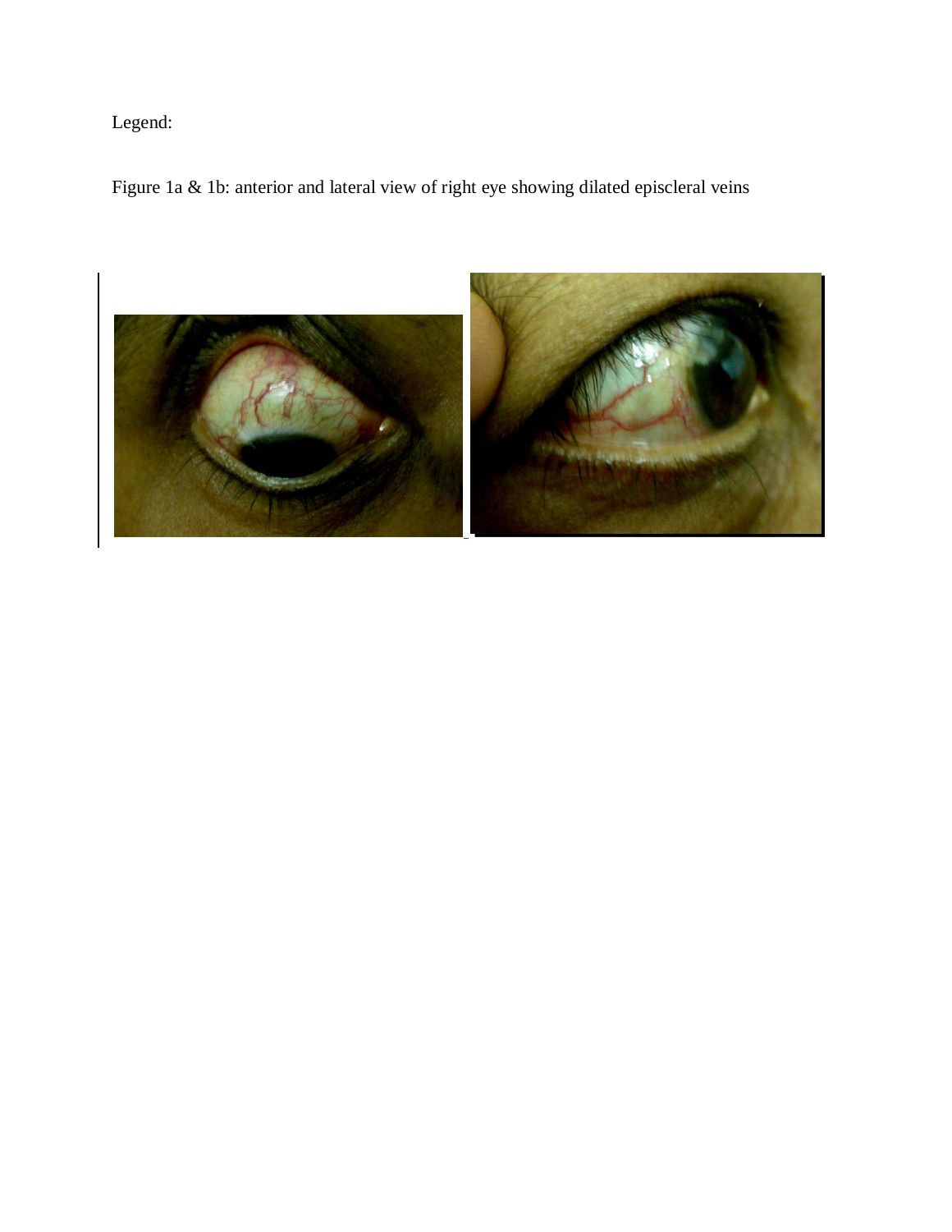Legend:

Figure 1a & 1b: anterior and lateral view of right eye showing dilated episcleral veins